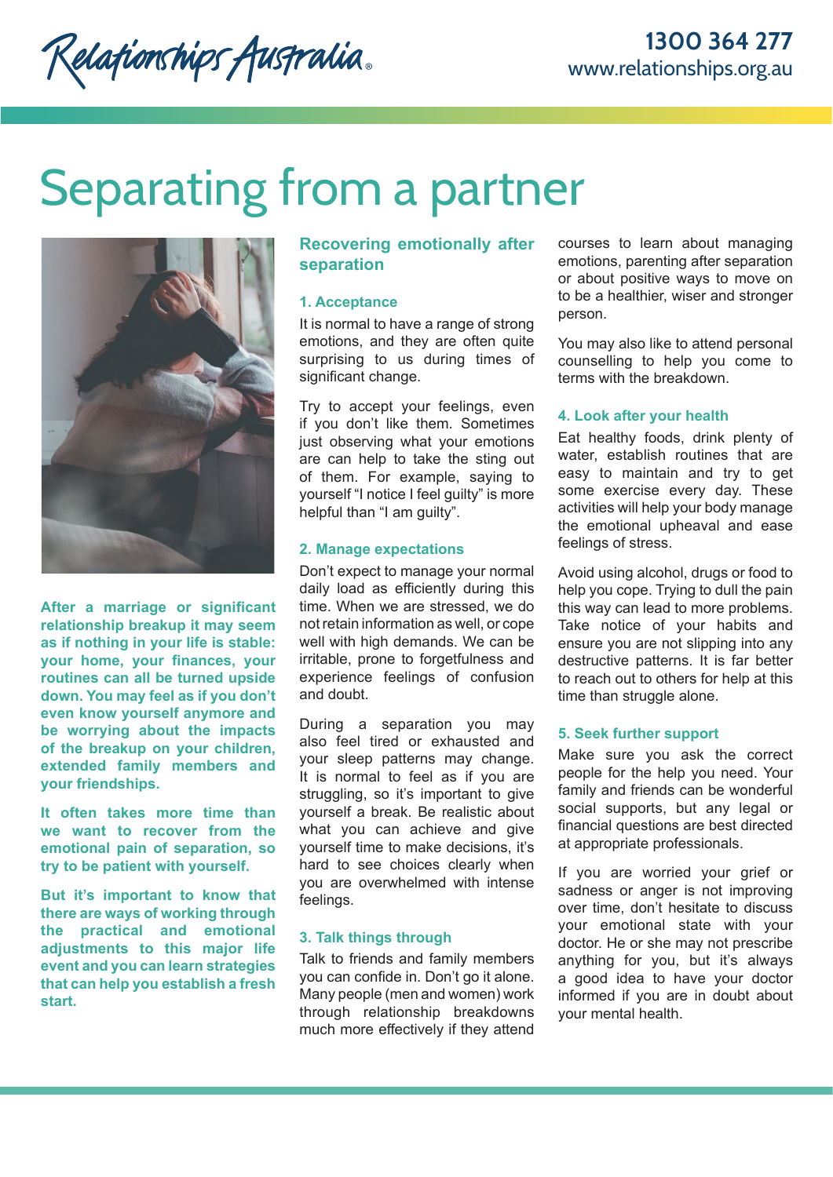Relationships Australia

1300 364 277
www.relationships.org.au

# Separating from a partner

**After a marriage or significant relationship breakup it may seem as if nothing in your life is stable: your home, your finances, your routines can all be turned upside down. You may feel as if you don't even know yourself anymore and be worrying about the impacts of the breakup on your children, extended family members and your friendships.**

**It often takes more time than we want to recover from the emotional pain of separation, so try to be patient with yourself.**

**But it's important to know that there are ways of working through the practical and emotional adjustments to this major life event and you can learn strategies that can help you establish a fresh start.**

## Recovering emotionally after separation

### 1. Acceptance

It is normal to have a range of strong emotions, and they are often quite surprising to us during times of significant change.

Try to accept your feelings, even if you don't like them. Sometimes just observing what your emotions are can help to take the sting out of them. For example, saying to yourself "I notice I feel guilty" is more helpful than "I am guilty".

### 2. Manage expectations

Don't expect to manage your normal daily load as efficiently during this time. When we are stressed, we do not retain information as well, or cope well with high demands. We can be irritable, prone to forgetfulness and experience feelings of confusion and doubt.

During a separation you may also feel tired or exhausted and your sleep patterns may change. It is normal to feel as if you are struggling, so it's important to give yourself a break. Be realistic about what you can achieve and give yourself time to make decisions, it's hard to see choices clearly when you are overwhelmed with intense feelings.

### 3. Talk things through

Talk to friends and family members you can confide in. Don't go it alone. Many people (men and women) work through relationship breakdowns much more effectively if they attend courses to learn about managing emotions, parenting after separation or about positive ways to move on to be a healthier, wiser and stronger person.

You may also like to attend personal counselling to help you come to terms with the breakdown.

### 4. Look after your health

Eat healthy foods, drink plenty of water, establish routines that are easy to maintain and try to get some exercise every day. These activities will help your body manage the emotional upheaval and ease feelings of stress.

Avoid using alcohol, drugs or food to help you cope. Trying to dull the pain this way can lead to more problems. Take notice of your habits and ensure you are not slipping into any destructive patterns. It is far better to reach out to others for help at this time than struggle alone.

### 5. Seek further support

Make sure you ask the correct people for the help you need. Your family and friends can be wonderful social supports, but any legal or financial questions are best directed at appropriate professionals.

If you are worried your grief or sadness or anger is not improving over time, don't hesitate to discuss your emotional state with your doctor. He or she may not prescribe anything for you, but it's always a good idea to have your doctor informed if you are in doubt about your mental health.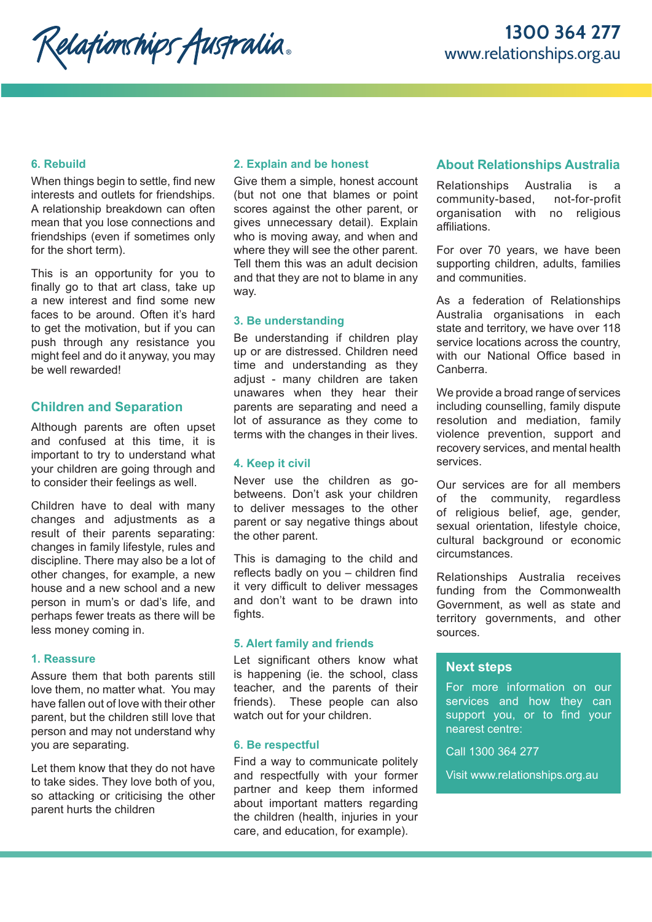### 6. Rebuild

When things begin to settle, find new interests and outlets for friendships. A relationship breakdown can often mean that you lose connections and friendships (even if sometimes only for the short term).

This is an opportunity for you to finally go to that art class, take up a new interest and find some new faces to be around. Often it's hard to get the motivation, but if you can push through any resistance you might feel and do it anyway, you may be well rewarded!

## Children and Separation

Although parents are often upset and confused at this time, it is important to try to understand what your children are going through and to consider their feelings as well.

Children have to deal with many changes and adjustments as a result of their parents separating: changes in family lifestyle, rules and discipline. There may also be a lot of other changes, for example, a new house and a new school and a new person in mum's or dad's life, and perhaps fewer treats as there will be less money coming in.

### 1. Reassure

Assure them that both parents still love them, no matter what. You may have fallen out of love with their other parent, but the children still love that person and may not understand why you are separating.

Let them know that they do not have to take sides. They love both of you, so attacking or criticising the other parent hurts the children

### 2. Explain and be honest

Give them a simple, honest account (but not one that blames or point scores against the other parent, or gives unnecessary detail). Explain who is moving away, and when and where they will see the other parent. Tell them this was an adult decision and that they are not to blame in any way.

### 3. Be understanding

Be understanding if children play up or are distressed. Children need time and understanding as they adjust - many children are taken unawares when they hear their parents are separating and need a lot of assurance as they come to terms with the changes in their lives.

### 4. Keep it civil

Never use the children as go-betweens. Don't ask your children to deliver messages to the other parent or say negative things about the other parent.

This is damaging to the child and reflects badly on you – children find it very difficult to deliver messages and don't want to be drawn into fights.

### 5. Alert family and friends

Let significant others know what is happening (ie. the school, class teacher, and the parents of their friends). These people can also watch out for your children.

### 6. Be respectful

Find a way to communicate politely and respectfully with your former partner and keep them informed about important matters regarding the children (health, injuries in your care, and education, for example).

## About Relationships Australia

Relationships Australia is a community-based, not-for-profit organisation with no religious affiliations.

For over 70 years, we have been supporting children, adults, families and communities.

As a federation of Relationships Australia organisations in each state and territory, we have over 118 service locations across the country, with our National Office based in Canberra.

We provide a broad range of services including counselling, family dispute resolution and mediation, family violence prevention, support and recovery services, and mental health services.

Our services are for all members of the community, regardless of religious belief, age, gender, sexual orientation, lifestyle choice, cultural background or economic circumstances.

Relationships Australia receives funding from the Commonwealth Government, as well as state and territory governments, and other sources.

### Next steps

For more information on our services and how they can support you, or to find your nearest centre:

Call 1300 364 277

Visit www.relationships.org.au